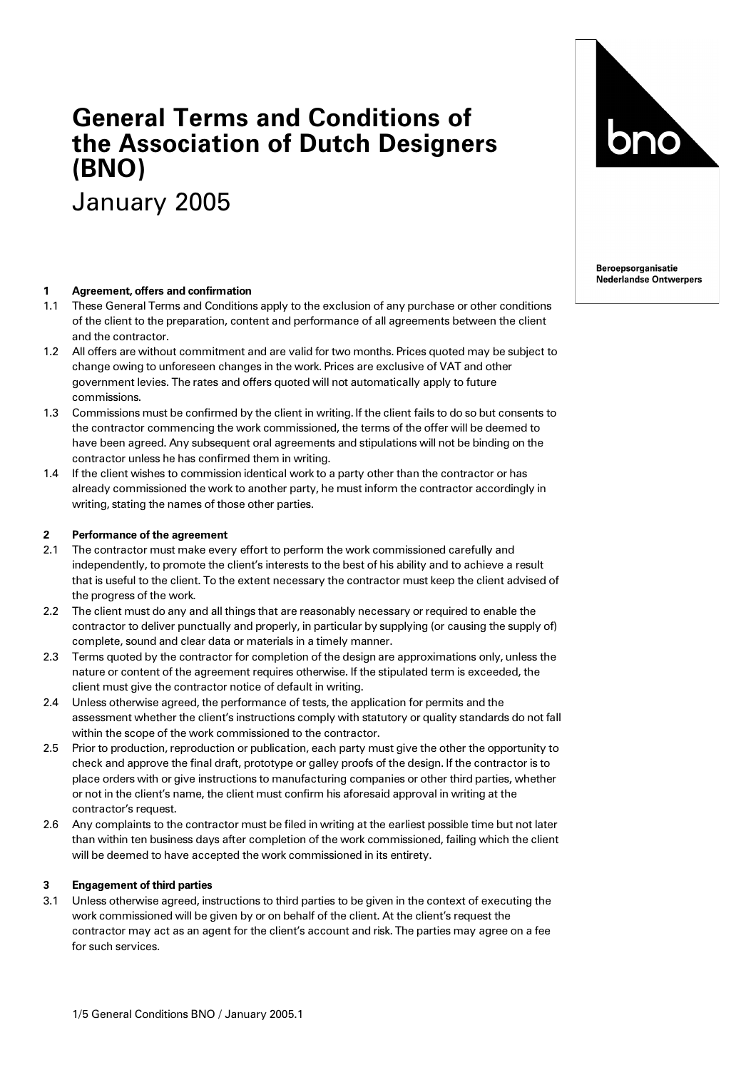# General Terms and Conditions of the Association of Dutch Designers (BNO)

January 2005

bno

**Beroepsorganisatie Nederlandse Ontwerpers**

**1 Agreement, offers and confirmation**

1.1 These General Terms and Conditions apply to the exclusion of any purchase or other conditions of the client to the preparation, content and performance of all agreements between the client and the contractor.

1.2 All offers are without commitment and are valid for two months. Prices quoted may be subject to change owing to unforeseen changes in the work. Prices are exclusive of VAT and other government levies. The rates and offers quoted will not automatically apply to future commissions.

1.3 Commissions must be confirmed by the client in writing. If the client fails to do so but consents to the contractor commencing the work commissioned, the terms of the offer will be deemed to have been agreed. Any subsequent oral agreements and stipulations will not be binding on the contractor unless he has confirmed them in writing.

1.4 If the client wishes to commission identical work to a party other than the contractor or has already commissioned the work to another party, he must inform the contractor accordingly in writing, stating the names of those other parties.

**2 Performance of the agreement**

2.1 The contractor must make every effort to perform the work commissioned carefully and independently, to promote the client's interests to the best of his ability and to achieve a result that is useful to the client. To the extent necessary the contractor must keep the client advised of the progress of the work.

2.2 The client must do any and all things that are reasonably necessary or required to enable the contractor to deliver punctually and properly, in particular by supplying (or causing the supply of) complete, sound and clear data or materials in a timely manner.

2.3 Terms quoted by the contractor for completion of the design are approximations only, unless the nature or content of the agreement requires otherwise. If the stipulated term is exceeded, the client must give the contractor notice of default in writing.

2.4 Unless otherwise agreed, the performance of tests, the application for permits and the assessment whether the client's instructions comply with statutory or quality standards do not fall within the scope of the work commissioned to the contractor.

2.5 Prior to production, reproduction or publication, each party must give the other the opportunity to check and approve the final draft, prototype or galley proofs of the design. If the contractor is to place orders with or give instructions to manufacturing companies or other third parties, whether or not in the client's name, the client must confirm his aforesaid approval in writing at the contractor's request.

2.6 Any complaints to the contractor must be filed in writing at the earliest possible time but not later than within ten business days after completion of the work commissioned, failing which the client will be deemed to have accepted the work commissioned in its entirety.

**3 Engagement of third parties**

3.1 Unless otherwise agreed, instructions to third parties to be given in the context of executing the work commissioned will be given by or on behalf of the client. At the client's request the contractor may act as an agent for the client's account and risk. The parties may agree on a fee for such services.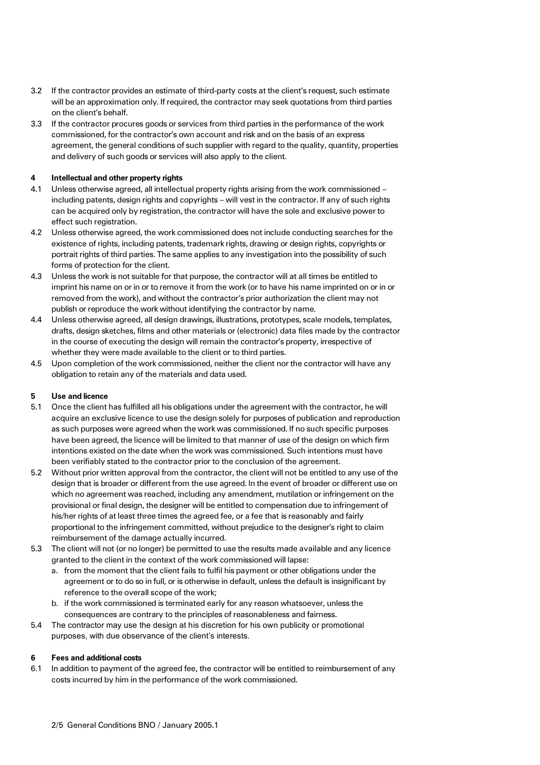3.2 If the contractor provides an estimate of third-party costs at the client's request, such estimate will be an approximation only. If required, the contractor may seek quotations from third parties on the client's behalf.

3.3 If the contractor procures goods or services from third parties in the performance of the work commissioned, for the contractor's own account and risk and on the basis of an express agreement, the general conditions of such supplier with regard to the quality, quantity, properties and delivery of such goods or services will also apply to the client.

**4 Intellectual and other property rights**

4.1 Unless otherwise agreed, all intellectual property rights arising from the work commissioned – including patents, design rights and copyrights – will vest in the contractor. If any of such rights can be acquired only by registration, the contractor will have the sole and exclusive power to effect such registration.

4.2 Unless otherwise agreed, the work commissioned does not include conducting searches for the existence of rights, including patents, trademark rights, drawing or design rights, copyrights or portrait rights of third parties. The same applies to any investigation into the possibility of such forms of protection for the client.

4.3 Unless the work is not suitable for that purpose, the contractor will at all times be entitled to imprint his name on or in or to remove it from the work (or to have his name imprinted on or in or removed from the work), and without the contractor's prior authorization the client may not publish or reproduce the work without identifying the contractor by name.

4.4 Unless otherwise agreed, all design drawings, illustrations, prototypes, scale models, templates, drafts, design sketches, films and other materials or (electronic) data files made by the contractor in the course of executing the design will remain the contractor's property, irrespective of whether they were made available to the client or to third parties.

4.5 Upon completion of the work commissioned, neither the client nor the contractor will have any obligation to retain any of the materials and data used.

**5 Use and licence**

5.1 Once the client has fulfilled all his obligations under the agreement with the contractor, he will acquire an exclusive licence to use the design solely for purposes of publication and reproduction as such purposes were agreed when the work was commissioned. If no such specific purposes have been agreed, the licence will be limited to that manner of use of the design on which firm intentions existed on the date when the work was commissioned. Such intentions must have been verifiably stated to the contractor prior to the conclusion of the agreement.

5.2 Without prior written approval from the contractor, the client will not be entitled to any use of the design that is broader or different from the use agreed. In the event of broader or different use on which no agreement was reached, including any amendment, mutilation or infringement on the provisional or final design, the designer will be entitled to compensation due to infringement of his/her rights of at least three times the agreed fee, or a fee that is reasonably and fairly proportional to the infringement committed, without prejudice to the designer's right to claim reimbursement of the damage actually incurred.

5.3 The client will not (or no longer) be permitted to use the results made available and any licence granted to the client in the context of the work commissioned will lapse:

   a. from the moment that the client fails to fulfil his payment or other obligations under the agreement or to do so in full, or is otherwise in default, unless the default is insignificant by reference to the overall scope of the work;
   b. if the work commissioned is terminated early for any reason whatsoever, unless the consequences are contrary to the principles of reasonableness and fairness.

5.4 The contractor may use the design at his discretion for his own publicity or promotional purposes, with due observance of the client's interests.

**6 Fees and additional costs**

6.1 In addition to payment of the agreed fee, the contractor will be entitled to reimbursement of any costs incurred by him in the performance of the work commissioned.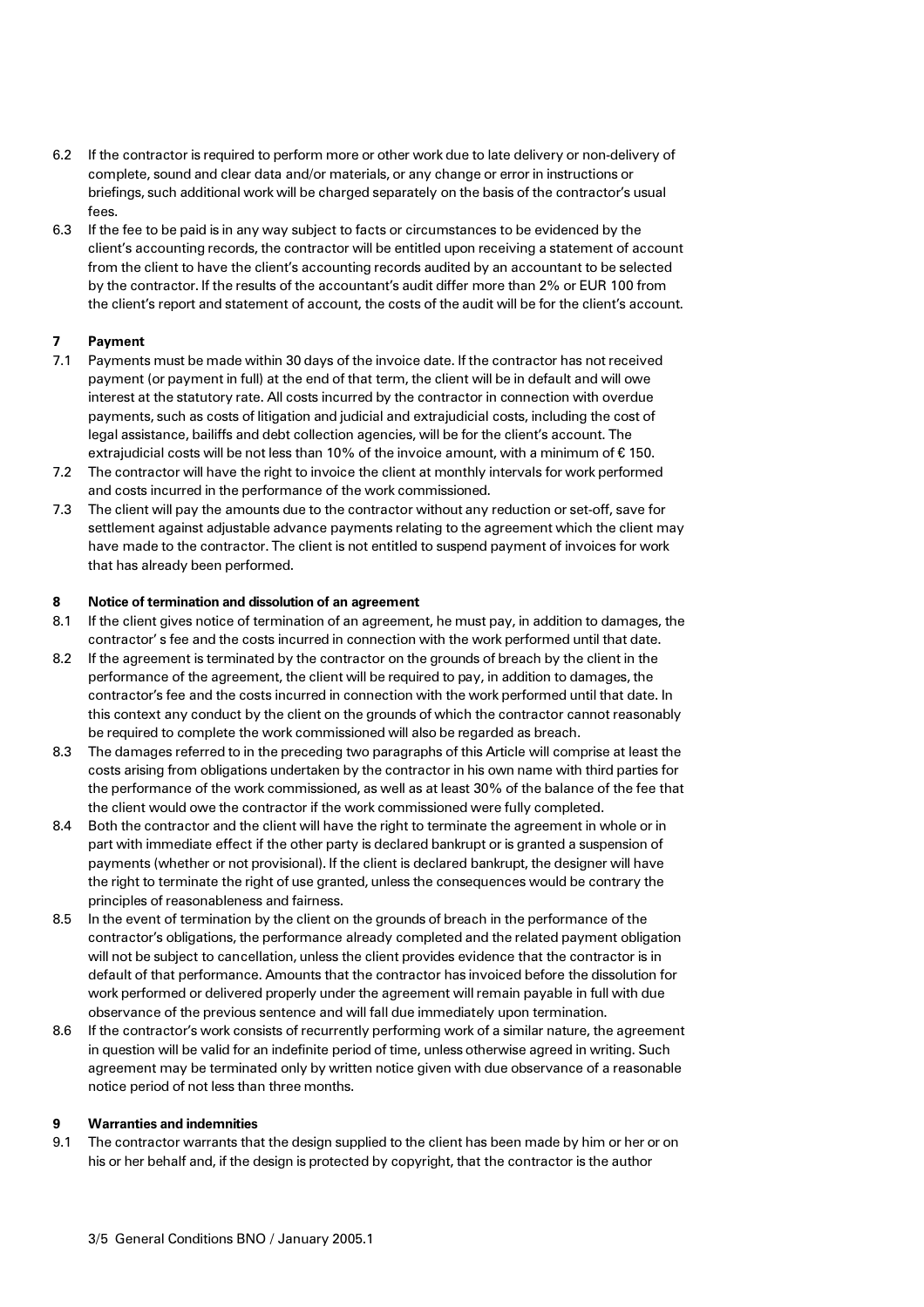6.2 If the contractor is required to perform more or other work due to late delivery or non-delivery of complete, sound and clear data and/or materials, or any change or error in instructions or briefings, such additional work will be charged separately on the basis of the contractor's usual fees.

6.3 If the fee to be paid is in any way subject to facts or circumstances to be evidenced by the client's accounting records, the contractor will be entitled upon receiving a statement of account from the client to have the client's accounting records audited by an accountant to be selected by the contractor. If the results of the accountant's audit differ more than 2% or EUR 100 from the client's report and statement of account, the costs of the audit will be for the client's account.

**7 Payment**

7.1 Payments must be made within 30 days of the invoice date. If the contractor has not received payment (or payment in full) at the end of that term, the client will be in default and will owe interest at the statutory rate. All costs incurred by the contractor in connection with overdue payments, such as costs of litigation and judicial and extrajudicial costs, including the cost of legal assistance, bailiffs and debt collection agencies, will be for the client's account. The extrajudicial costs will be not less than 10% of the invoice amount, with a minimum of € 150.

7.2 The contractor will have the right to invoice the client at monthly intervals for work performed and costs incurred in the performance of the work commissioned.

7.3 The client will pay the amounts due to the contractor without any reduction or set-off, save for settlement against adjustable advance payments relating to the agreement which the client may have made to the contractor. The client is not entitled to suspend payment of invoices for work that has already been performed.

**8 Notice of termination and dissolution of an agreement**

8.1 If the client gives notice of termination of an agreement, he must pay, in addition to damages, the contractor' s fee and the costs incurred in connection with the work performed until that date.

8.2 If the agreement is terminated by the contractor on the grounds of breach by the client in the performance of the agreement, the client will be required to pay, in addition to damages, the contractor's fee and the costs incurred in connection with the work performed until that date. In this context any conduct by the client on the grounds of which the contractor cannot reasonably be required to complete the work commissioned will also be regarded as breach.

8.3 The damages referred to in the preceding two paragraphs of this Article will comprise at least the costs arising from obligations undertaken by the contractor in his own name with third parties for the performance of the work commissioned, as well as at least 30% of the balance of the fee that the client would owe the contractor if the work commissioned were fully completed.

8.4 Both the contractor and the client will have the right to terminate the agreement in whole or in part with immediate effect if the other party is declared bankrupt or is granted a suspension of payments (whether or not provisional). If the client is declared bankrupt, the designer will have the right to terminate the right of use granted, unless the consequences would be contrary the principles of reasonableness and fairness.

8.5 In the event of termination by the client on the grounds of breach in the performance of the contractor's obligations, the performance already completed and the related payment obligation will not be subject to cancellation, unless the client provides evidence that the contractor is in default of that performance. Amounts that the contractor has invoiced before the dissolution for work performed or delivered properly under the agreement will remain payable in full with due observance of the previous sentence and will fall due immediately upon termination.

8.6 If the contractor's work consists of recurrently performing work of a similar nature, the agreement in question will be valid for an indefinite period of time, unless otherwise agreed in writing. Such agreement may be terminated only by written notice given with due observance of a reasonable notice period of not less than three months.

**9 Warranties and indemnities**

9.1 The contractor warrants that the design supplied to the client has been made by him or her or on his or her behalf and, if the design is protected by copyright, that the contractor is the author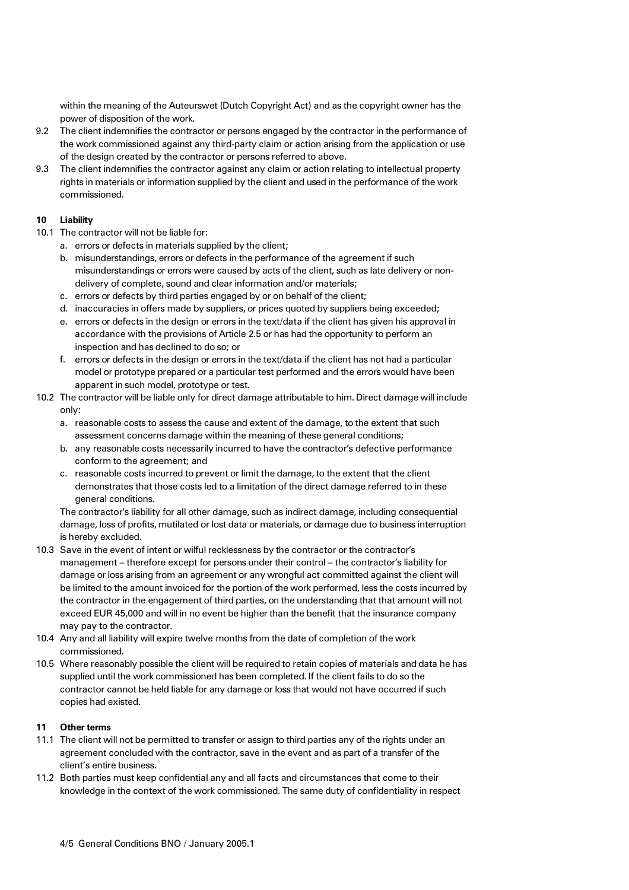within the meaning of the Auteurswet (Dutch Copyright Act) and as the copyright owner has the power of disposition of the work.

9.2 The client indemnifies the contractor or persons engaged by the contractor in the performance of the work commissioned against any third-party claim or action arising from the application or use of the design created by the contractor or persons referred to above.

9.3 The client indemnifies the contractor against any claim or action relating to intellectual property rights in materials or information supplied by the client and used in the performance of the work commissioned.

**10 Liability**

10.1 The contractor will not be liable for:

a. errors or defects in materials supplied by the client;
b. misunderstandings, errors or defects in the performance of the agreement if such misunderstandings or errors were caused by acts of the client, such as late delivery or non-delivery of complete, sound and clear information and/or materials;
c. errors or defects by third parties engaged by or on behalf of the client;
d. inaccuracies in offers made by suppliers, or prices quoted by suppliers being exceeded;
e. errors or defects in the design or errors in the text/data if the client has given his approval in accordance with the provisions of Article 2.5 or has had the opportunity to perform an inspection and has declined to do so; or
f. errors or defects in the design or errors in the text/data if the client has not had a particular model or prototype prepared or a particular test performed and the errors would have been apparent in such model, prototype or test.

10.2 The contractor will be liable only for direct damage attributable to him. Direct damage will include only:

a. reasonable costs to assess the cause and extent of the damage, to the extent that such assessment concerns damage within the meaning of these general conditions;
b. any reasonable costs necessarily incurred to have the contractor's defective performance conform to the agreement; and
c. reasonable costs incurred to prevent or limit the damage, to the extent that the client demonstrates that those costs led to a limitation of the direct damage referred to in these general conditions.

The contractor's liability for all other damage, such as indirect damage, including consequential damage, loss of profits, mutilated or lost data or materials, or damage due to business interruption is hereby excluded.

10.3 Save in the event of intent or wilful recklessness by the contractor or the contractor's management – therefore except for persons under their control – the contractor's liability for damage or loss arising from an agreement or any wrongful act committed against the client will be limited to the amount invoiced for the portion of the work performed, less the costs incurred by the contractor in the engagement of third parties, on the understanding that that amount will not exceed EUR 45,000 and will in no event be higher than the benefit that the insurance company may pay to the contractor.

10.4 Any and all liability will expire twelve months from the date of completion of the work commissioned.

10.5 Where reasonably possible the client will be required to retain copies of materials and data he has supplied until the work commissioned has been completed. If the client fails to do so the contractor cannot be held liable for any damage or loss that would not have occurred if such copies had existed.

**11 Other terms**

11.1 The client will not be permitted to transfer or assign to third parties any of the rights under an agreement concluded with the contractor, save in the event and as part of a transfer of the client's entire business.

11.2 Both parties must keep confidential any and all facts and circumstances that come to their knowledge in the context of the work commissioned. The same duty of confidentiality in respect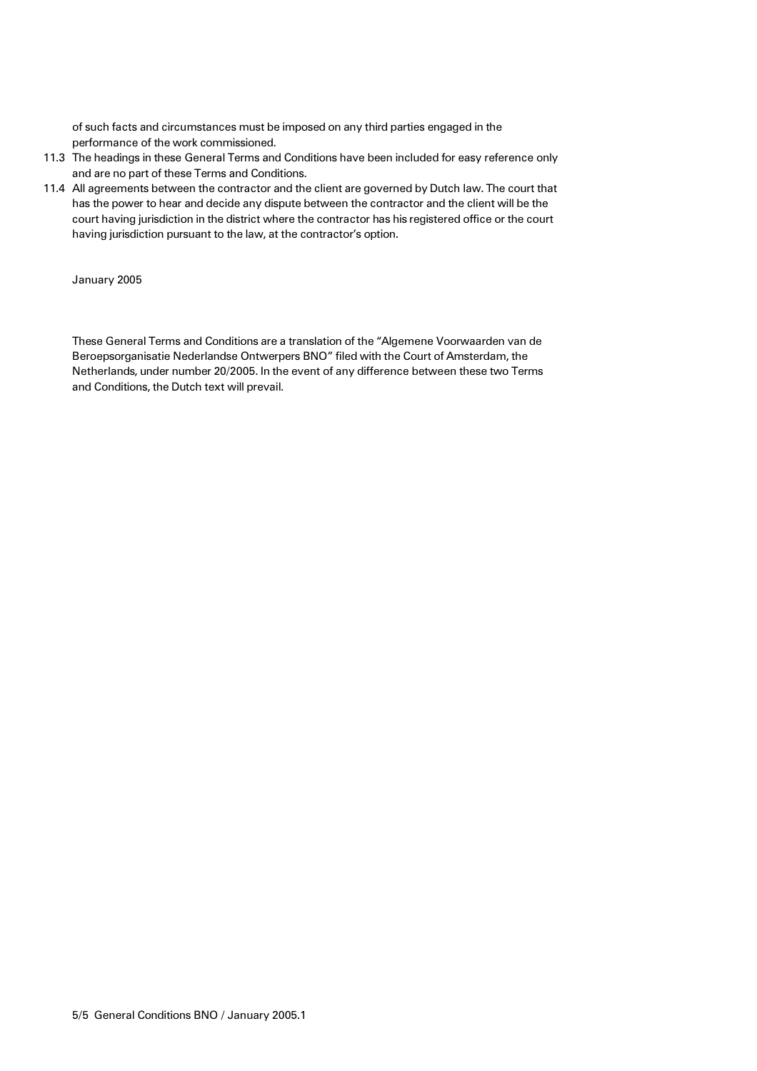of such facts and circumstances must be imposed on any third parties engaged in the performance of the work commissioned.

11.3 The headings in these General Terms and Conditions have been included for easy reference only and are no part of these Terms and Conditions.

11.4 All agreements between the contractor and the client are governed by Dutch law. The court that has the power to hear and decide any dispute between the contractor and the client will be the court having jurisdiction in the district where the contractor has his registered office or the court having jurisdiction pursuant to the law, at the contractor's option.

January 2005

These General Terms and Conditions are a translation of the "Algemene Voorwaarden van de Beroepsorganisatie Nederlandse Ontwerpers BNO" filed with the Court of Amsterdam, the Netherlands, under number 20/2005. In the event of any difference between these two Terms and Conditions, the Dutch text will prevail.